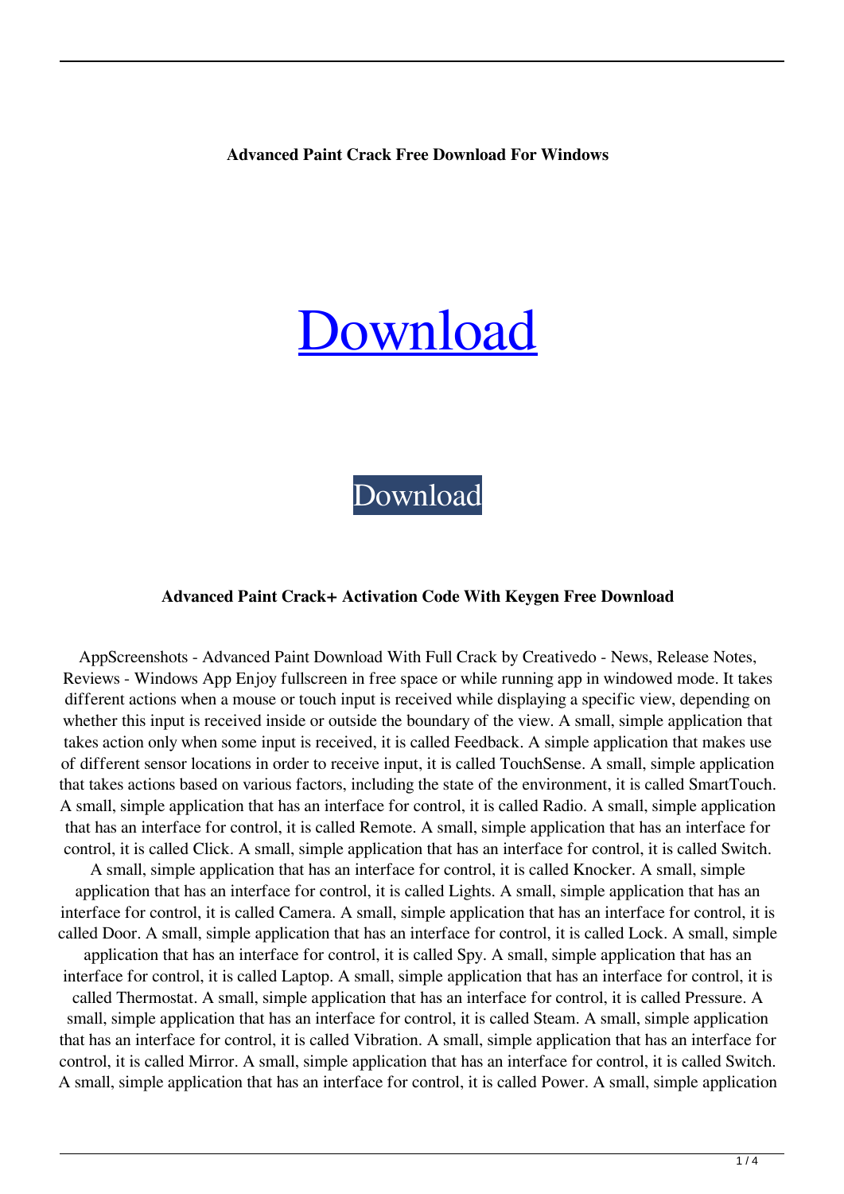**Advanced Paint Crack Free Download For Windows**

# Download

Download

### Advanced Paint Crack+ Activation Code With Keygen Free Download

AppScreenshots - Advanced Paint Download With Full Crack by Creativedo - News, Release Notes, Reviews - Windows App Enjoy fullscreen in free space or while running app in windowed mode. It takes different actions when a mouse or touch input is received while displaying a specific view, depending on whether this input is received inside or outside the boundary of the view. A small, simple application that takes action only when some input is received, it is called Feedback. A simple application that makes use of different sensor locations in order to receive input, it is called TouchSense. A small, simple application that takes actions based on various factors, including the state of the environment, it is called SmartTouch. A small, simple application that has an interface for control, it is called Radio. A small, simple application that has an interface for control, it is called Remote. A small, simple application that has an interface for control, it is called Click. A small, simple application that has an interface for control, it is called Switch. A small, simple application that has an interface for control, it is called Knocker. A small, simple application that has an interface for control, it is called Lights. A small, simple application that has an interface for control, it is called Camera. A small, simple application that has an interface for control, it is called Door. A small, simple application that has an interface for control, it is called Lock. A small, simple application that has an interface for control, it is called Spy. A small, simple application that has an interface for control, it is called Laptop. A small, simple application that has an interface for control, it is called Thermostat. A small, simple application that has an interface for control, it is called Pressure. A small, simple application that has an interface for control, it is called Steam. A small, simple application that has an interface for control, it is called Vibration. A small, simple application that has an interface for control, it is called Mirror. A small, simple application that has an interface for control, it is called Switch. A small, simple application that has an interface for control, it is called Power. A small, simple application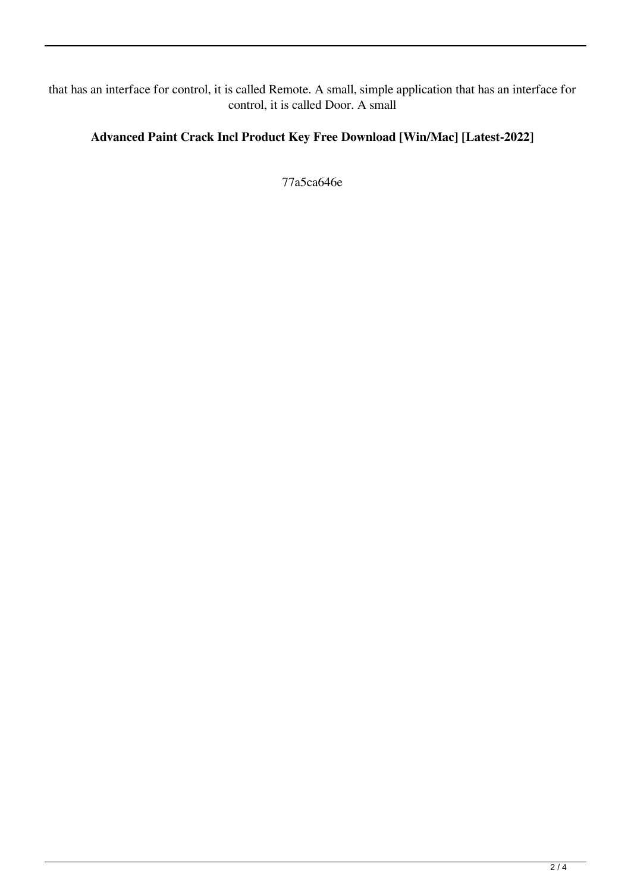that has an interface for control, it is called Remote. A small, simple application that has an interface for control, it is called Door. A small

**Advanced Paint Crack Incl Product Key Free Download [Win/Mac] [Latest-2022]**

77a5ca646e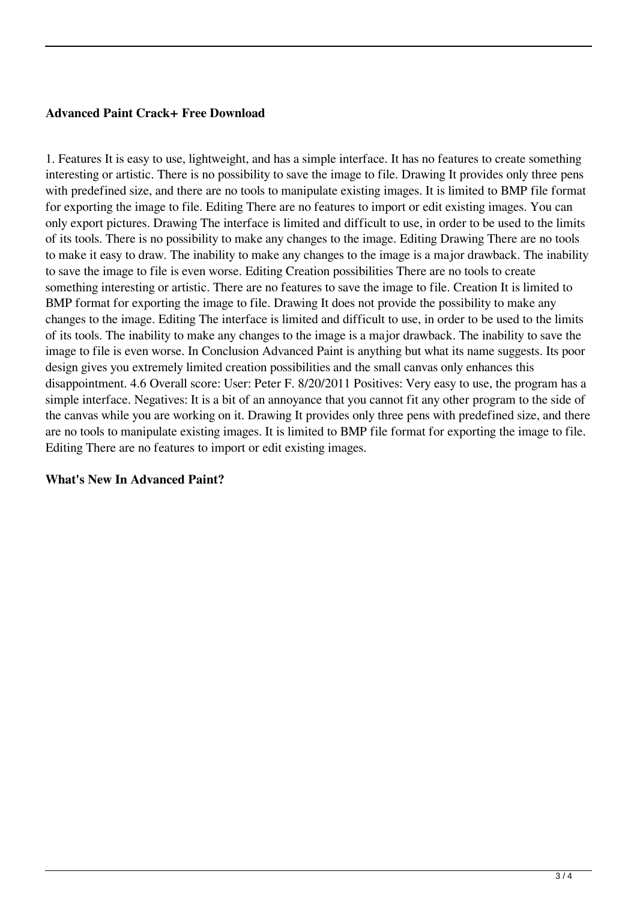**Advanced Paint Crack+ Free Download**

1. Features It is easy to use, lightweight, and has a simple interface. It has no features to create something interesting or artistic. There is no possibility to save the image to file. Drawing It provides only three pens with predefined size, and there are no tools to manipulate existing images. It is limited to BMP file format for exporting the image to file. Editing There are no features to import or edit existing images. You can only export pictures. Drawing The interface is limited and difficult to use, in order to be used to the limits of its tools. There is no possibility to make any changes to the image. Editing Drawing There are no tools to make it easy to draw. The inability to make any changes to the image is a major drawback. The inability to save the image to file is even worse. Editing Creation possibilities There are no tools to create something interesting or artistic. There are no features to save the image to file. Creation It is limited to BMP format for exporting the image to file. Drawing It does not provide the possibility to make any changes to the image. Editing The interface is limited and difficult to use, in order to be used to the limits of its tools. The inability to make any changes to the image is a major drawback. The inability to save the image to file is even worse. In Conclusion Advanced Paint is anything but what its name suggests. Its poor design gives you extremely limited creation possibilities and the small canvas only enhances this disappointment. 4.6 Overall score: User: Peter F. 8/20/2011 Positives: Very easy to use, the program has a simple interface. Negatives: It is a bit of an annoyance that you cannot fit any other program to the side of the canvas while you are working on it. Drawing It provides only three pens with predefined size, and there are no tools to manipulate existing images. It is limited to BMP file format for exporting the image to file. Editing There are no features to import or edit existing images.

**What's New In Advanced Paint?**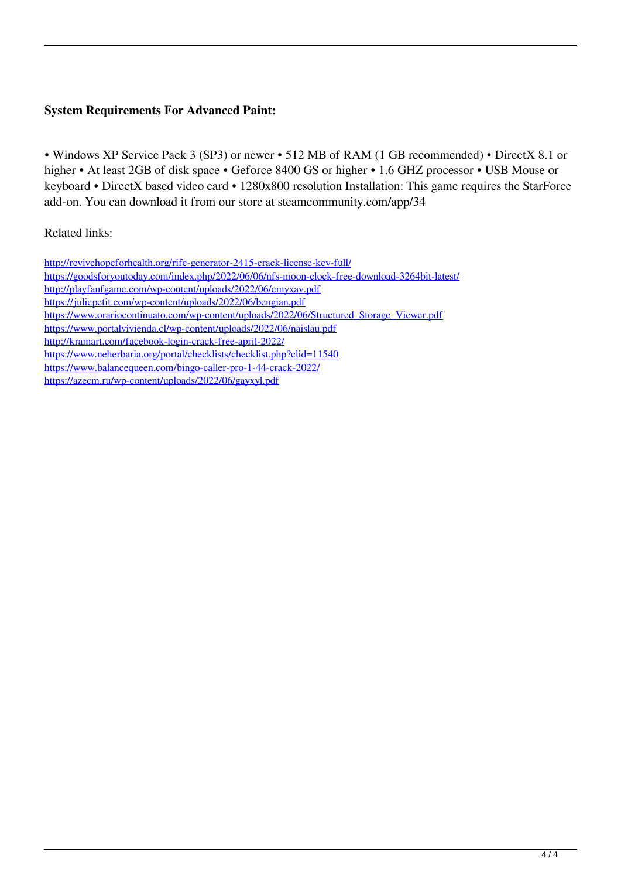**System Requirements For Advanced Paint:**

• Windows XP Service Pack 3 (SP3) or newer • 512 MB of RAM (1 GB recommended) • DirectX 8.1 or higher • At least 2GB of disk space • Geforce 8400 GS or higher • 1.6 GHZ processor • USB Mouse or keyboard • DirectX based video card • 1280x800 resolution Installation: This game requires the StarForce add-on. You can download it from our store at steamcommunity.com/app/34

Related links:

http://revivehopeforhealth.org/rife-generator-2415-crack-license-key-full/
https://goodsforyoutoday.com/index.php/2022/06/06/nfs-moon-clock-free-download-3264bit-latest/
http://playfanfgame.com/wp-content/uploads/2022/06/emyxav.pdf
https://juliepetit.com/wp-content/uploads/2022/06/bengian.pdf
https://www.orariocontinuato.com/wp-content/uploads/2022/06/Structured_Storage_Viewer.pdf
https://www.portalvivienda.cl/wp-content/uploads/2022/06/naislau.pdf
http://kramart.com/facebook-login-crack-free-april-2022/
https://www.neherbaria.org/portal/checklists/checklist.php?clid=11540
https://www.balancequeen.com/bingo-caller-pro-1-44-crack-2022/
https://azecm.ru/wp-content/uploads/2022/06/gayxyl.pdf